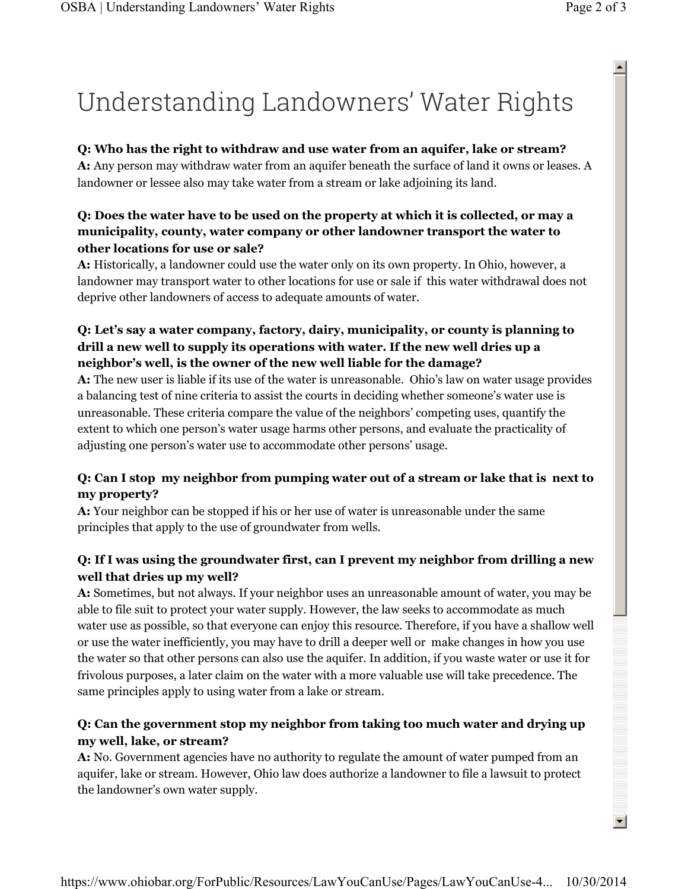# Understanding Landowners' Water Rights

**Q: Who has the right to withdraw and use water from an aquifer, lake or stream?**
**A:** Any person may withdraw water from an aquifer beneath the surface of land it owns or leases. A landowner or lessee also may take water from a stream or lake adjoining its land.

**Q: Does the water have to be used on the property at which it is collected, or may a municipality, county, water company or other landowner transport the water to other locations for use or sale?**
**A:** Historically, a landowner could use the water only on its own property. In Ohio, however, a landowner may transport water to other locations for use or sale if this water withdrawal does not deprive other landowners of access to adequate amounts of water.

**Q: Let's say a water company, factory, dairy, municipality, or county is planning to drill a new well to supply its operations with water. If the new well dries up a neighbor's well, is the owner of the new well liable for the damage?**
**A:** The new user is liable if its use of the water is unreasonable. Ohio's law on water usage provides a balancing test of nine criteria to assist the courts in deciding whether someone's water use is unreasonable. These criteria compare the value of the neighbors' competing uses, quantify the extent to which one person's water usage harms other persons, and evaluate the practicality of adjusting one person's water use to accommodate other persons' usage.

**Q: Can I stop my neighbor from pumping water out of a stream or lake that is next to my property?**
**A:** Your neighbor can be stopped if his or her use of water is unreasonable under the same principles that apply to the use of groundwater from wells.

**Q: If I was using the groundwater first, can I prevent my neighbor from drilling a new well that dries up my well?**
**A:** Sometimes, but not always. If your neighbor uses an unreasonable amount of water, you may be able to file suit to protect your water supply. However, the law seeks to accommodate as much water use as possible, so that everyone can enjoy this resource. Therefore, if you have a shallow well or use the water inefficiently, you may have to drill a deeper well or make changes in how you use the water so that other persons can also use the aquifer. In addition, if you waste water or use it for frivolous purposes, a later claim on the water with a more valuable use will take precedence. The same principles apply to using water from a lake or stream.

**Q: Can the government stop my neighbor from taking too much water and drying up my well, lake, or stream?**
**A:** No. Government agencies have no authority to regulate the amount of water pumped from an aquifer, lake or stream. However, Ohio law does authorize a landowner to file a lawsuit to protect the landowner's own water supply.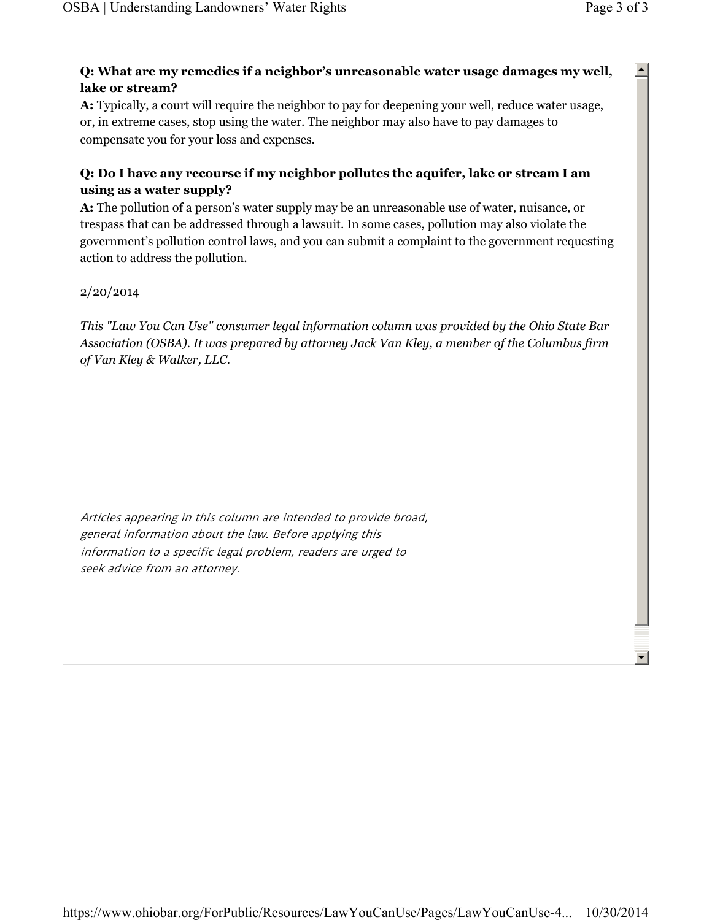**Q: What are my remedies if a neighbor's unreasonable water usage damages my well, lake or stream?**
**A:** Typically, a court will require the neighbor to pay for deepening your well, reduce water usage, or, in extreme cases, stop using the water. The neighbor may also have to pay damages to compensate you for your loss and expenses.

**Q: Do I have any recourse if my neighbor pollutes the aquifer, lake or stream I am using as a water supply?**
**A:** The pollution of a person's water supply may be an unreasonable use of water, nuisance, or trespass that can be addressed through a lawsuit. In some cases, pollution may also violate the government's pollution control laws, and you can submit a complaint to the government requesting action to address the pollution.

2/20/2014

*This "Law You Can Use" consumer legal information column was provided by the Ohio State Bar Association (OSBA). It was prepared by attorney Jack Van Kley, a member of the Columbus firm of Van Kley & Walker, LLC.*

*Articles appearing in this column are intended to provide broad, general information about the law. Before applying this information to a specific legal problem, readers are urged to seek advice from an attorney.*